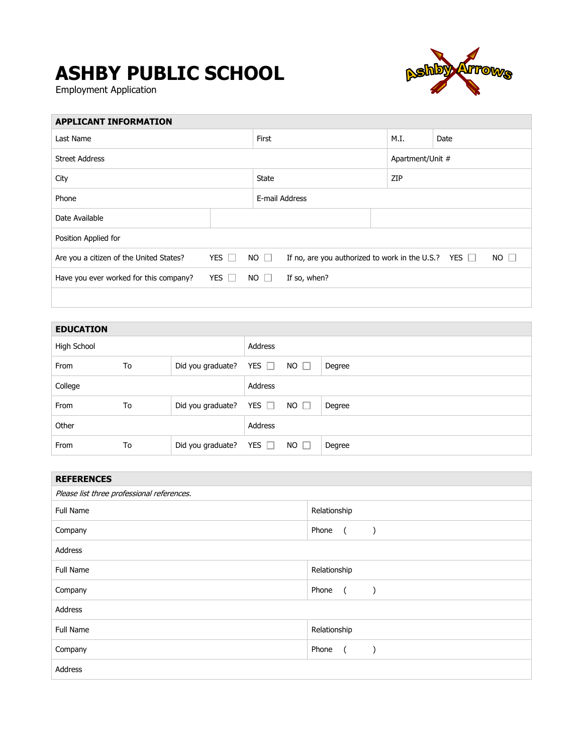# ASHBY PUBLIC SCHOOL

Employment Application

## APPLICANT INFORMATION

| Last Name | First | M.I. | Date |
|---|---|---|---|
| Street Address | | Apartment/Unit # | |
| City | State | ZIP | |
| Phone | E-mail Address | | |
| Date Available | | | |
| Position Applied for | | | |

Are you a citizen of the United States? YES ☐ NO ☐ If no, are you authorized to work in the U.S.? YES ☐ NO ☐

Have you ever worked for this company? YES ☐ NO ☐ If so, when?

## EDUCATION

| High School | | | Address |
|---|---|---|---|
| From | To | Did you graduate? YES ☐ NO ☐ | Degree |
| College | | | Address |
| From | To | Did you graduate? YES ☐ NO ☐ | Degree |
| Other | | | Address |
| From | To | Did you graduate? YES ☐ NO ☐ | Degree |

## REFERENCES

*Please list three professional references.*

| Full Name | Relationship |
|---|---|
| Company | Phone ( ) |
| Address | |
| Full Name | Relationship |
| Company | Phone ( ) |
| Address | |
| Full Name | Relationship |
| Company | Phone ( ) |
| Address | |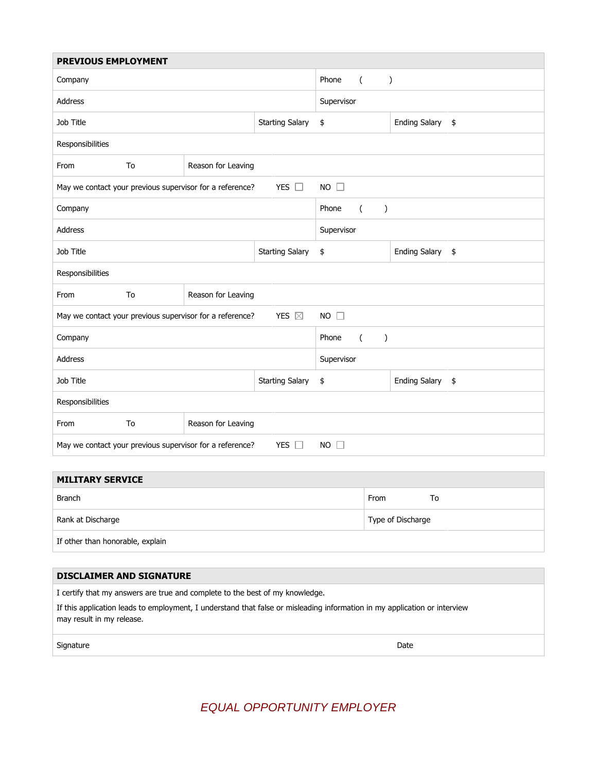## PREVIOUS EMPLOYMENT

| | | | | | |
|---|---|---|---|---|---|
| Company | | | Phone ( ) | | |
| Address | | | Supervisor | | |
| Job Title | | Starting Salary | $ | Ending Salary | $ |
| Responsibilities | | | | | |
| From | To | Reason for Leaving | | | |
| May we contact your previous supervisor for a reference? | | YES ☐ | NO ☐ | | |
| Company | | | Phone ( ) | | |
| Address | | | Supervisor | | |
| Job Title | | Starting Salary | $ | Ending Salary | $ |
| Responsibilities | | | | | |
| From | To | Reason for Leaving | | | |
| May we contact your previous supervisor for a reference? | | YES ☒ | NO ☐ | | |
| Company | | | Phone ( ) | | |
| Address | | | Supervisor | | |
| Job Title | | Starting Salary | $ | Ending Salary | $ |
| Responsibilities | | | | | |
| From | To | Reason for Leaving | | | |
| May we contact your previous supervisor for a reference? | | YES ☐ | NO ☐ | | |

## MILITARY SERVICE

| | |
|---|---|
| Branch | From To |
| Rank at Discharge | Type of Discharge |
| If other than honorable, explain | |

## DISCLAIMER AND SIGNATURE

I certify that my answers are true and complete to the best of my knowledge.

If this application leads to employment, I understand that false or misleading information in my application or interview may result in my release.

| | |
|---|---|
| Signature | Date |

*EQUAL OPPORTUNITY EMPLOYER*